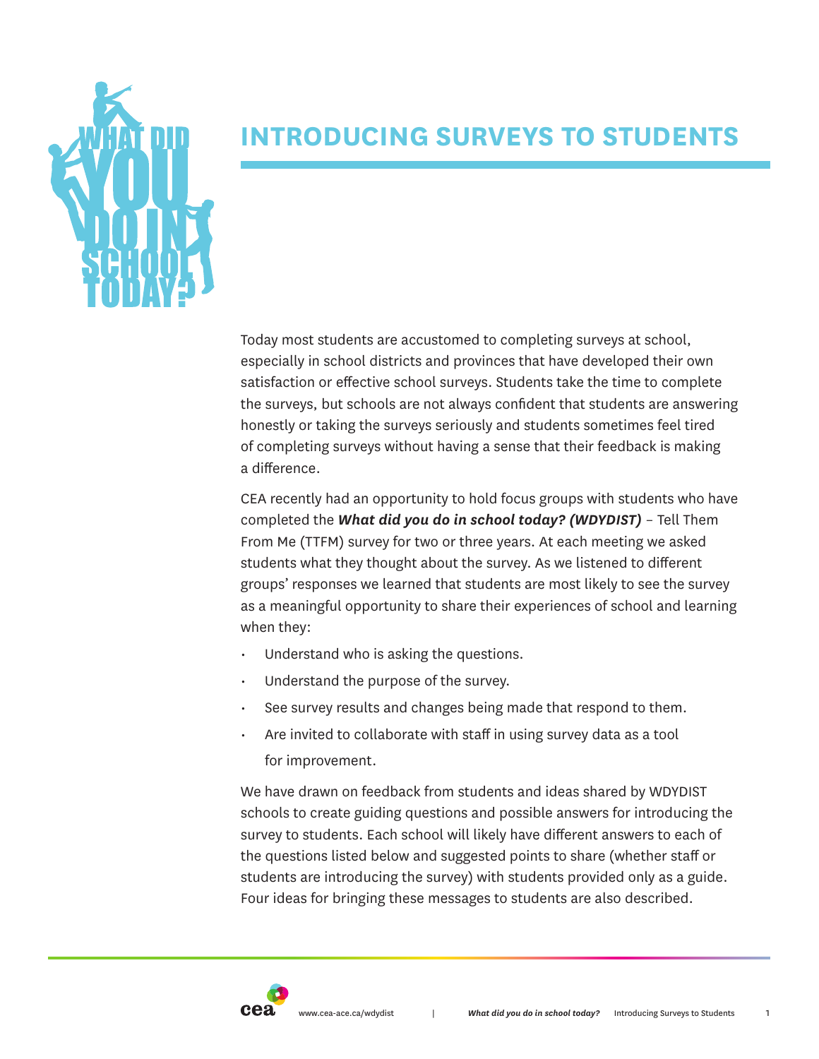# INTRODUCING SURVEYS TO STUDENTS

Today most students are accustomed to completing surveys at school, especially in school districts and provinces that have developed their own satisfaction or effective school surveys. Students take the time to complete the surveys, but schools are not always confident that students are answering honestly or taking the surveys seriously and students sometimes feel tired of completing surveys without having a sense that their feedback is making a difference.

CEA recently had an opportunity to hold focus groups with students who have completed the ***What did you do in school today? (WDYDIST)*** – Tell Them From Me (TTFM) survey for two or three years. At each meeting we asked students what they thought about the survey. As we listened to different groups' responses we learned that students are most likely to see the survey as a meaningful opportunity to share their experiences of school and learning when they:

- Understand who is asking the questions.
- Understand the purpose of the survey.
- See survey results and changes being made that respond to them.
- Are invited to collaborate with staff in using survey data as a tool for improvement.

We have drawn on feedback from students and ideas shared by WDYDIST schools to create guiding questions and possible answers for introducing the survey to students. Each school will likely have different answers to each of the questions listed below and suggested points to share (whether staff or students are introducing the survey) with students provided only as a guide. Four ideas for bringing these messages to students are also described.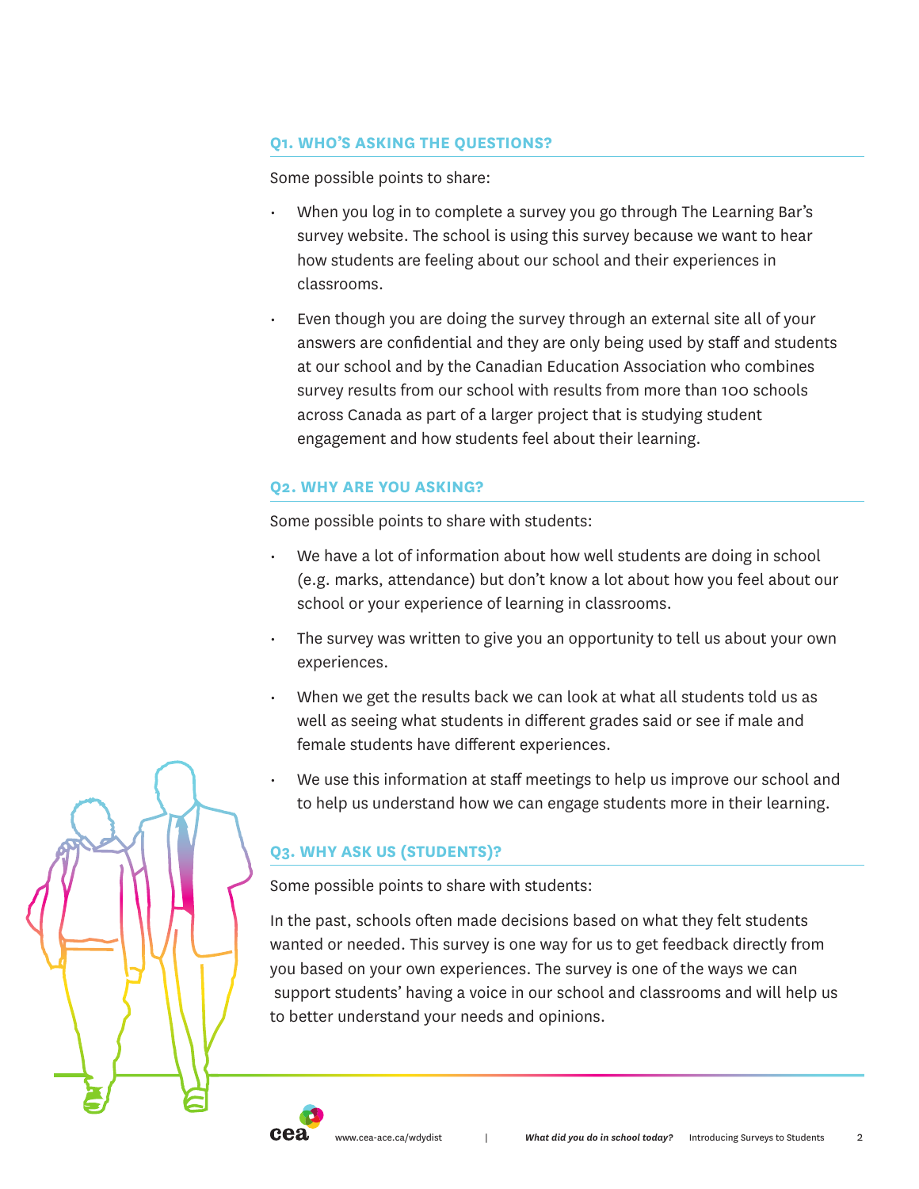### Q1. WHO'S ASKING THE QUESTIONS?

Some possible points to share:

- When you log in to complete a survey you go through The Learning Bar's survey website. The school is using this survey because we want to hear how students are feeling about our school and their experiences in classrooms.
- Even though you are doing the survey through an external site all of your answers are confidential and they are only being used by staff and students at our school and by the Canadian Education Association who combines survey results from our school with results from more than 100 schools across Canada as part of a larger project that is studying student engagement and how students feel about their learning.

### Q2. WHY ARE YOU ASKING?

Some possible points to share with students:

- We have a lot of information about how well students are doing in school (e.g. marks, attendance) but don't know a lot about how you feel about our school or your experience of learning in classrooms.
- The survey was written to give you an opportunity to tell us about your own experiences.
- When we get the results back we can look at what all students told us as well as seeing what students in different grades said or see if male and female students have different experiences.
- We use this information at staff meetings to help us improve our school and to help us understand how we can engage students more in their learning.

### Q3. WHY ASK US (STUDENTS)?

Some possible points to share with students:

In the past, schools often made decisions based on what they felt students wanted or needed. This survey is one way for us to get feedback directly from you based on your own experiences. The survey is one of the ways we can support students' having a voice in our school and classrooms and will help us to better understand your needs and opinions.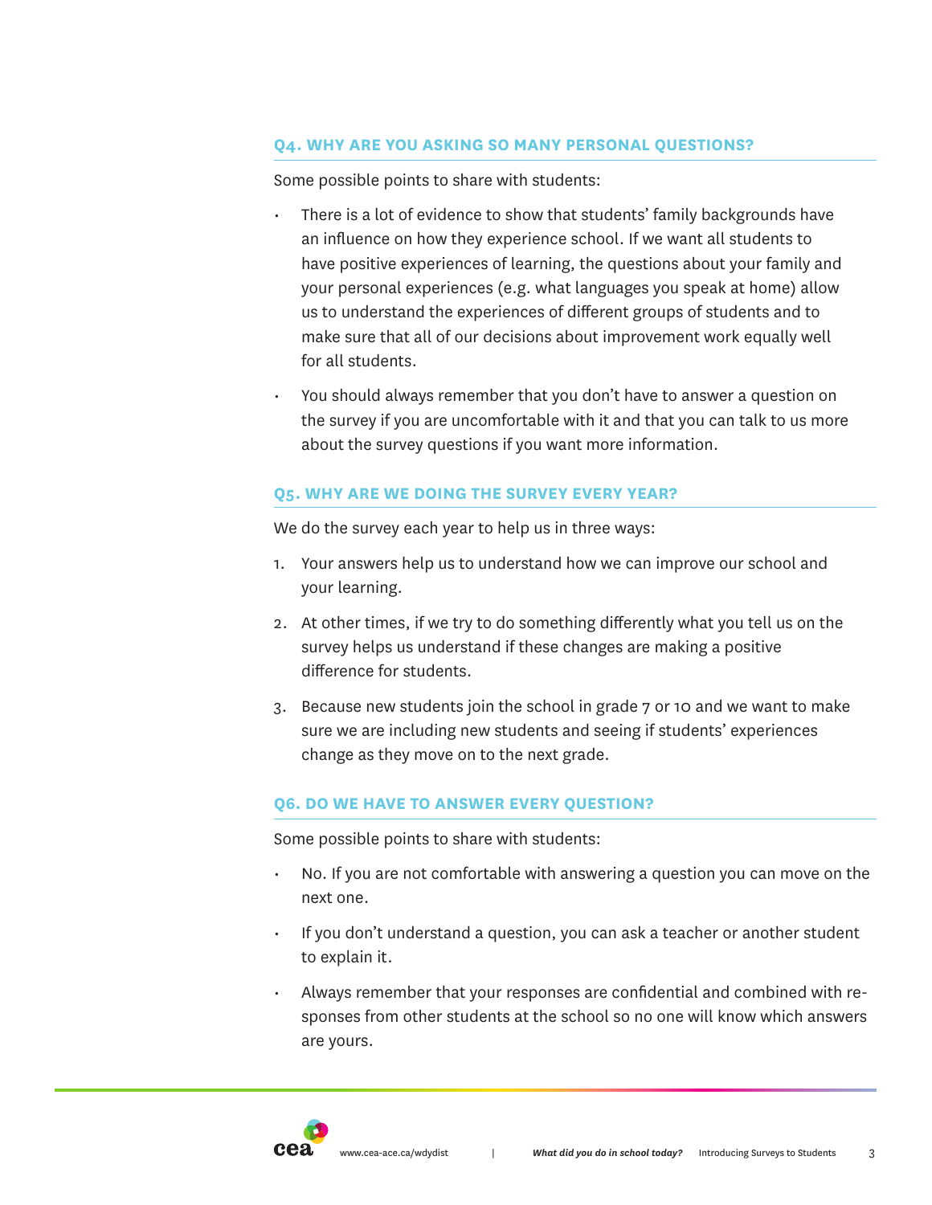### Q4. WHY ARE YOU ASKING SO MANY PERSONAL QUESTIONS?

Some possible points to share with students:

- There is a lot of evidence to show that students' family backgrounds have an influence on how they experience school. If we want all students to have positive experiences of learning, the questions about your family and your personal experiences (e.g. what languages you speak at home) allow us to understand the experiences of different groups of students and to make sure that all of our decisions about improvement work equally well for all students.
- You should always remember that you don't have to answer a question on the survey if you are uncomfortable with it and that you can talk to us more about the survey questions if you want more information.

### Q5. WHY ARE WE DOING THE SURVEY EVERY YEAR?

We do the survey each year to help us in three ways:

1. Your answers help us to understand how we can improve our school and your learning.
2. At other times, if we try to do something differently what you tell us on the survey helps us understand if these changes are making a positive difference for students.
3. Because new students join the school in grade 7 or 10 and we want to make sure we are including new students and seeing if students' experiences change as they move on to the next grade.

### Q6. DO WE HAVE TO ANSWER EVERY QUESTION?

Some possible points to share with students:

- No. If you are not comfortable with answering a question you can move on the next one.
- If you don't understand a question, you can ask a teacher or another student to explain it.
- Always remember that your responses are confidential and combined with responses from other students at the school so no one will know which answers are yours.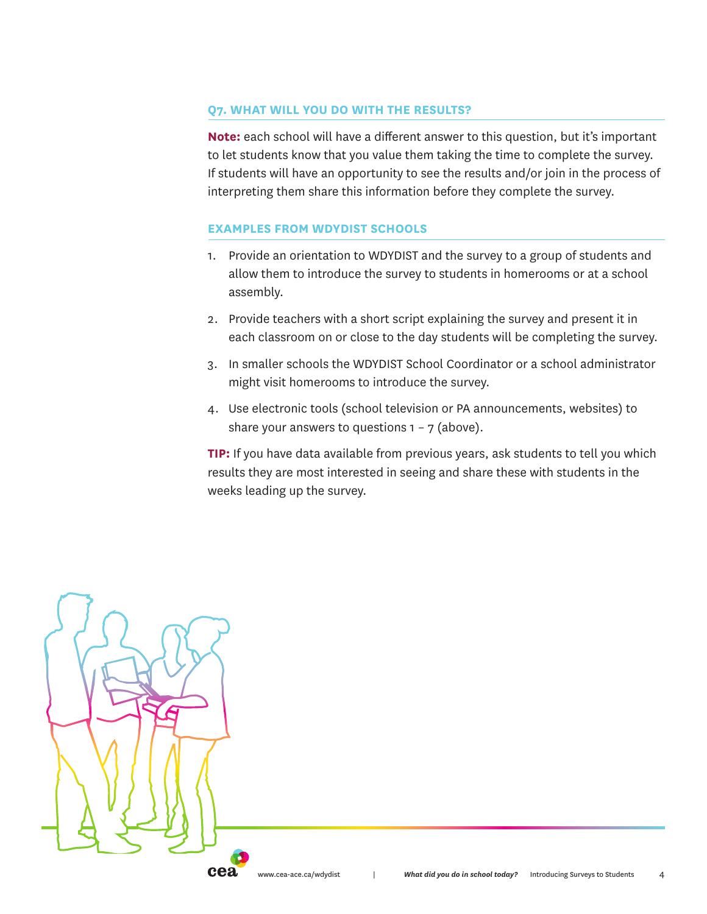## Q7. WHAT WILL YOU DO WITH THE RESULTS?

**Note:** each school will have a different answer to this question, but it's important to let students know that you value them taking the time to complete the survey. If students will have an opportunity to see the results and/or join in the process of interpreting them share this information before they complete the survey.

## EXAMPLES FROM WDYDIST SCHOOLS

1. Provide an orientation to WDYDIST and the survey to a group of students and allow them to introduce the survey to students in homerooms or at a school assembly.
2. Provide teachers with a short script explaining the survey and present it in each classroom on or close to the day students will be completing the survey.
3. In smaller schools the WDYDIST School Coordinator or a school administrator might visit homerooms to introduce the survey.
4. Use electronic tools (school television or PA announcements, websites) to share your answers to questions 1 – 7 (above).

**TIP:** If you have data available from previous years, ask students to tell you which results they are most interested in seeing and share these with students in the weeks leading up the survey.